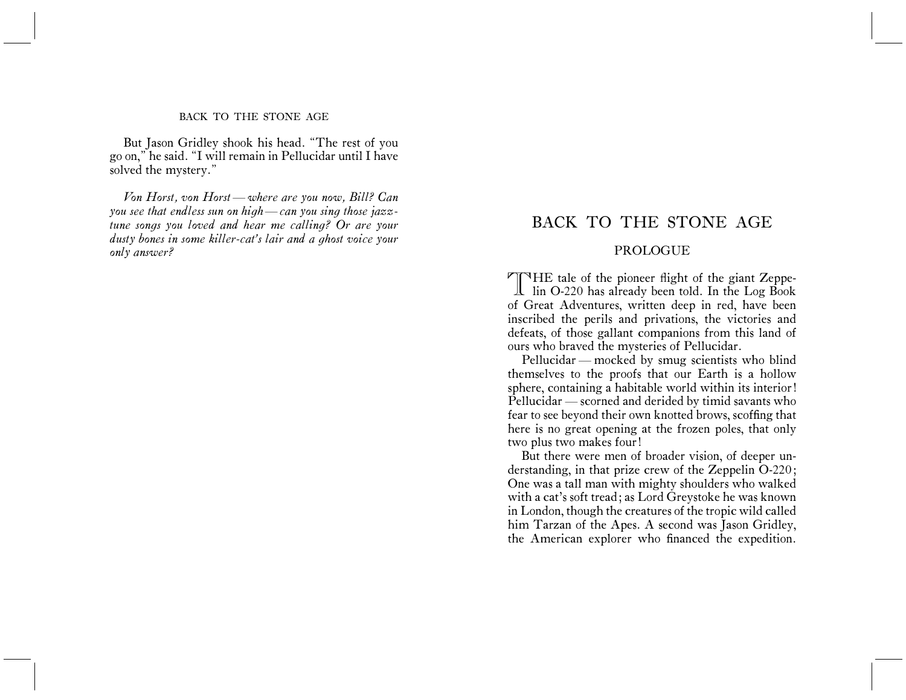But Jason Gridley shook his head. "The rest of you go on," he said. "I will remain in Pellucidar until I have solved the mystery."

*Von Horst, von Horst — where are you now, Bill? Can you see that endless sun on high — can you sing those jazz-tune songs you loved and hear me calling? Or are your dusty bones in some killer-cat's lair and a ghost voice your only answer?*

# BACK TO THE STONE AGE

## PROLOGUE

THE tale of the pioneer flight of the giant Zeppelin O-220 has already been told. In the Log Book of Great Adventures, written deep in red, have been inscribed the perils and privations, the victories and defeats, of those gallant companions from this land of ours who braved the mysteries of Pellucidar.

Pellucidar — mocked by smug scientists who blind themselves to the proofs that our Earth is a hollow sphere, containing a habitable world within its interior! Pellucidar — scorned and derided by timid savants who fear to see beyond their own knotted brows, scoffing that here is no great opening at the frozen poles, that only two plus two makes four!

But there were men of broader vision, of deeper understanding, in that prize crew of the Zeppelin O-220; One was a tall man with mighty shoulders who walked with a cat's soft tread; as Lord Greystoke he was known in London, though the creatures of the tropic wild called him Tarzan of the Apes. A second was Jason Gridley, the American explorer who financed the expedition.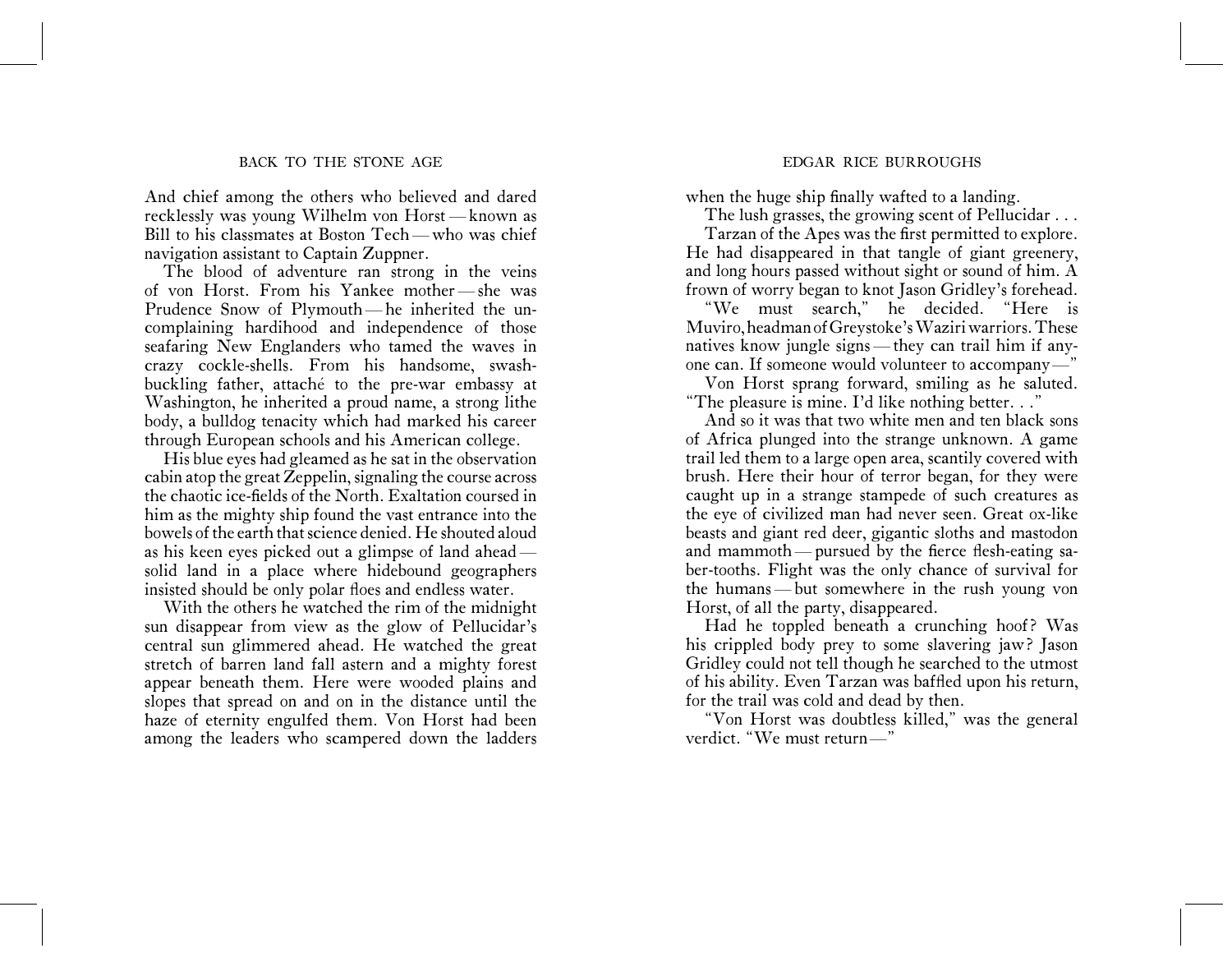And chief among the others who believed and dared recklessly was young Wilhelm von Horst — known as Bill to his classmates at Boston Tech — who was chief navigation assistant to Captain Zuppner.

The blood of adventure ran strong in the veins of von Horst. From his Yankee mother — she was Prudence Snow of Plymouth — he inherited the uncomplaining hardihood and independence of those seafaring New Englanders who tamed the waves in crazy cockle-shells. From his handsome, swashbuckling father, attaché to the pre-war embassy at Washington, he inherited a proud name, a strong lithe body, a bulldog tenacity which had marked his career through European schools and his American college.

His blue eyes had gleamed as he sat in the observation cabin atop the great Zeppelin, signaling the course across the chaotic ice-fields of the North. Exaltation coursed in him as the mighty ship found the vast entrance into the bowels of the earth that science denied. He shouted aloud as his keen eyes picked out a glimpse of land ahead — solid land in a place where hidebound geographers insisted should be only polar floes and endless water.

With the others he watched the rim of the midnight sun disappear from view as the glow of Pellucidar's central sun glimmered ahead. He watched the great stretch of barren land fall astern and a mighty forest appear beneath them. Here were wooded plains and slopes that spread on and on in the distance until the haze of eternity engulfed them. Von Horst had been among the leaders who scampered down the ladders when the huge ship finally wafted to a landing.

The lush grasses, the growing scent of Pellucidar . . .

Tarzan of the Apes was the first permitted to explore. He had disappeared in that tangle of giant greenery, and long hours passed without sight or sound of him. A frown of worry began to knot Jason Gridley's forehead.

"We must search," he decided. "Here is Muviro, headman of Greystoke's Waziri warriors. These natives know jungle signs — they can trail him if anyone can. If someone would volunteer to accompany —"

Von Horst sprang forward, smiling as he saluted. "The pleasure is mine. I'd like nothing better. . ."

And so it was that two white men and ten black sons of Africa plunged into the strange unknown. A game trail led them to a large open area, scantily covered with brush. Here their hour of terror began, for they were caught up in a strange stampede of such creatures as the eye of civilized man had never seen. Great ox-like beasts and giant red deer, gigantic sloths and mastodon and mammoth — pursued by the fierce flesh-eating saber-tooths. Flight was the only chance of survival for the humans — but somewhere in the rush young von Horst, of all the party, disappeared.

Had he toppled beneath a crunching hoof? Was his crippled body prey to some slavering jaw? Jason Gridley could not tell though he searched to the utmost of his ability. Even Tarzan was baffled upon his return, for the trail was cold and dead by then.

"Von Horst was doubtless killed," was the general verdict. "We must return —"